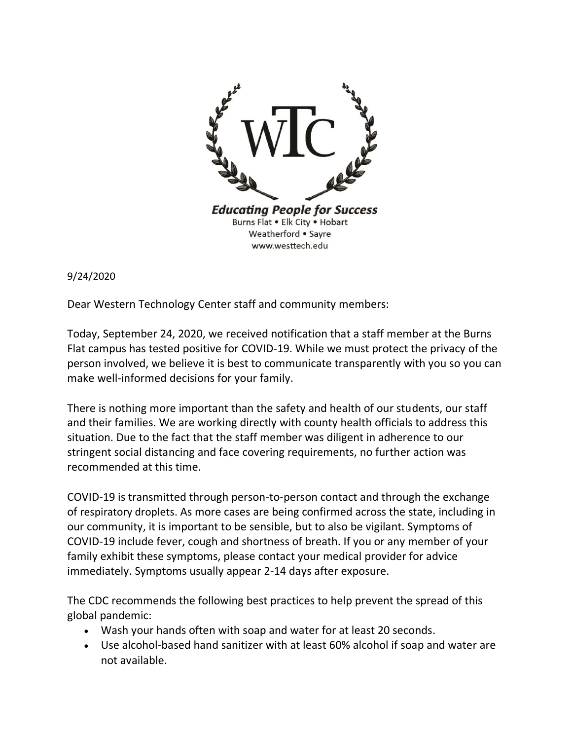WTC

***Educating People for Success***

Burns Flat • Elk City • Hobart
Weatherford • Sayre
www.westtech.edu

9/24/2020

Dear Western Technology Center staff and community members:

Today, September 24, 2020, we received notification that a staff member at the Burns Flat campus has tested positive for COVID-19. While we must protect the privacy of the person involved, we believe it is best to communicate transparently with you so you can make well-informed decisions for your family.

There is nothing more important than the safety and health of our students, our staff and their families. We are working directly with county health officials to address this situation. Due to the fact that the staff member was diligent in adherence to our stringent social distancing and face covering requirements, no further action was recommended at this time.

COVID-19 is transmitted through person-to-person contact and through the exchange of respiratory droplets. As more cases are being confirmed across the state, including in our community, it is important to be sensible, but to also be vigilant. Symptoms of COVID-19 include fever, cough and shortness of breath. If you or any member of your family exhibit these symptoms, please contact your medical provider for advice immediately. Symptoms usually appear 2-14 days after exposure.

The CDC recommends the following best practices to help prevent the spread of this global pandemic:

- Wash your hands often with soap and water for at least 20 seconds.
- Use alcohol-based hand sanitizer with at least 60% alcohol if soap and water are not available.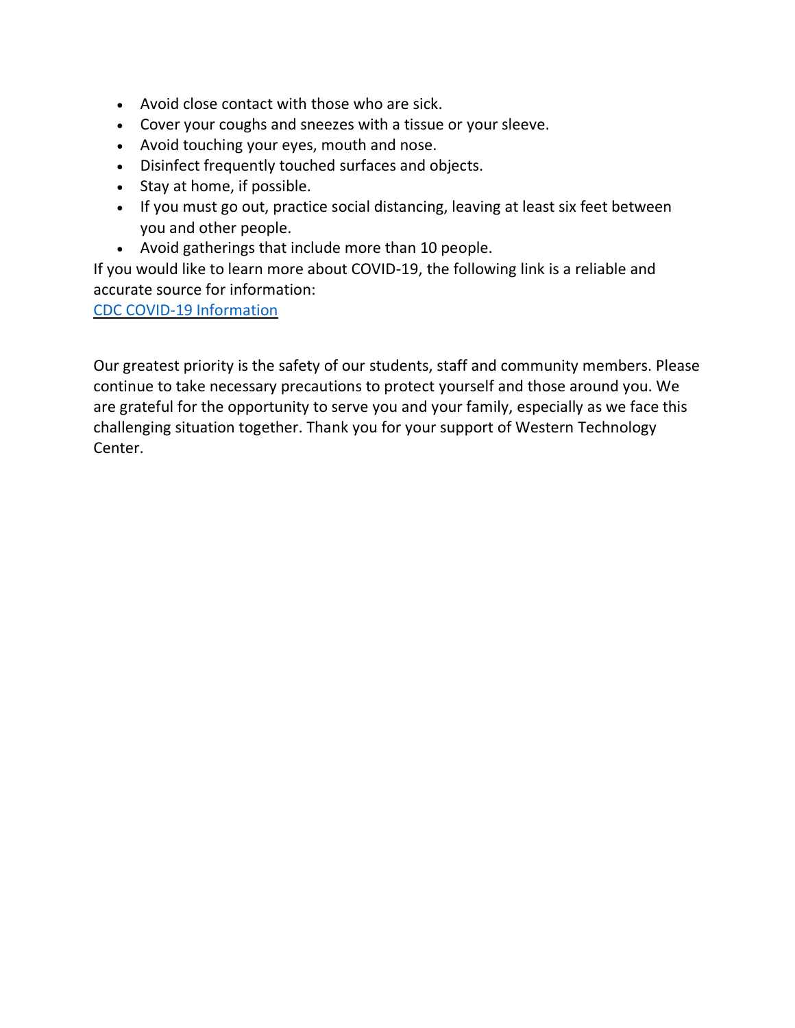- Avoid close contact with those who are sick.
- Cover your coughs and sneezes with a tissue or your sleeve.
- Avoid touching your eyes, mouth and nose.
- Disinfect frequently touched surfaces and objects.
- Stay at home, if possible.
- If you must go out, practice social distancing, leaving at least six feet between you and other people.
- Avoid gatherings that include more than 10 people.

If you would like to learn more about COVID-19, the following link is a reliable and accurate source for information:
CDC COVID-19 Information

Our greatest priority is the safety of our students, staff and community members. Please continue to take necessary precautions to protect yourself and those around you. We are grateful for the opportunity to serve you and your family, especially as we face this challenging situation together. Thank you for your support of Western Technology Center.